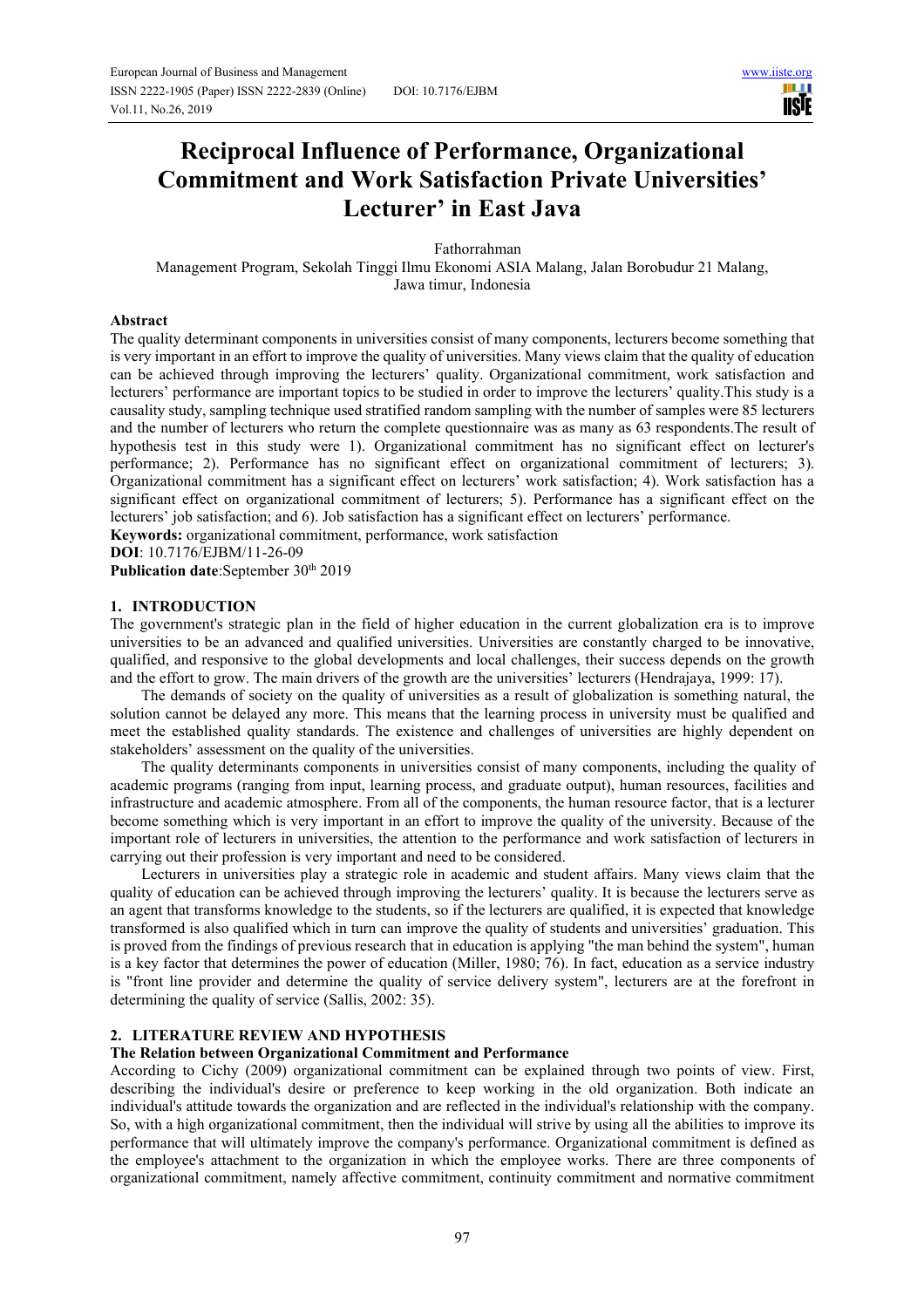# Reciprocal Influence of Performance, Organizational Commitment and Work Satisfaction Private Universities' Lecturer' in East Java

Fathorrahman

Management Program, Sekolah Tinggi Ilmu Ekonomi ASIA Malang, Jalan Borobudur 21 Malang, Jawa timur, Indonesia

## Abstract

The quality determinant components in universities consist of many components, lecturers become something that is very important in an effort to improve the quality of universities. Many views claim that the quality of education can be achieved through improving the lecturers' quality. Organizational commitment, work satisfaction and lecturers' performance are important topics to be studied in order to improve the lecturers' quality.This study is a causality study, sampling technique used stratified random sampling with the number of samples were 85 lecturers and the number of lecturers who return the complete questionnaire was as many as 63 respondents.The result of hypothesis test in this study were 1). Organizational commitment has no significant effect on lecturer's performance; 2). Performance has no significant effect on organizational commitment of lecturers; 3). Organizational commitment has a significant effect on lecturers' work satisfaction; 4). Work satisfaction has a significant effect on organizational commitment of lecturers; 5). Performance has a significant effect on the lecturers' job satisfaction; and 6). Job satisfaction has a significant effect on lecturers' performance.

**Keywords:** organizational commitment, performance, work satisfaction

**DOI**: 10.7176/EJBM/11-26-09

**Publication date**:September 30th 2019

## 1. INTRODUCTION

The government's strategic plan in the field of higher education in the current globalization era is to improve universities to be an advanced and qualified universities. Universities are constantly charged to be innovative, qualified, and responsive to the global developments and local challenges, their success depends on the growth and the effort to grow. The main drivers of the growth are the universities' lecturers (Hendrajaya, 1999: 17).

The demands of society on the quality of universities as a result of globalization is something natural, the solution cannot be delayed any more. This means that the learning process in university must be qualified and meet the established quality standards. The existence and challenges of universities are highly dependent on stakeholders' assessment on the quality of the universities.

The quality determinants components in universities consist of many components, including the quality of academic programs (ranging from input, learning process, and graduate output), human resources, facilities and infrastructure and academic atmosphere. From all of the components, the human resource factor, that is a lecturer become something which is very important in an effort to improve the quality of the university. Because of the important role of lecturers in universities, the attention to the performance and work satisfaction of lecturers in carrying out their profession is very important and need to be considered.

Lecturers in universities play a strategic role in academic and student affairs. Many views claim that the quality of education can be achieved through improving the lecturers' quality. It is because the lecturers serve as an agent that transforms knowledge to the students, so if the lecturers are qualified, it is expected that knowledge transformed is also qualified which in turn can improve the quality of students and universities' graduation. This is proved from the findings of previous research that in education is applying "the man behind the system", human is a key factor that determines the power of education (Miller, 1980; 76). In fact, education as a service industry is "front line provider and determine the quality of service delivery system", lecturers are at the forefront in determining the quality of service (Sallis, 2002: 35).

## 2. LITERATURE REVIEW AND HYPOTHESIS

### The Relation between Organizational Commitment and Performance

According to Cichy (2009) organizational commitment can be explained through two points of view. First, describing the individual's desire or preference to keep working in the old organization. Both indicate an individual's attitude towards the organization and are reflected in the individual's relationship with the company. So, with a high organizational commitment, then the individual will strive by using all the abilities to improve its performance that will ultimately improve the company's performance. Organizational commitment is defined as the employee's attachment to the organization in which the employee works. There are three components of organizational commitment, namely affective commitment, continuity commitment and normative commitment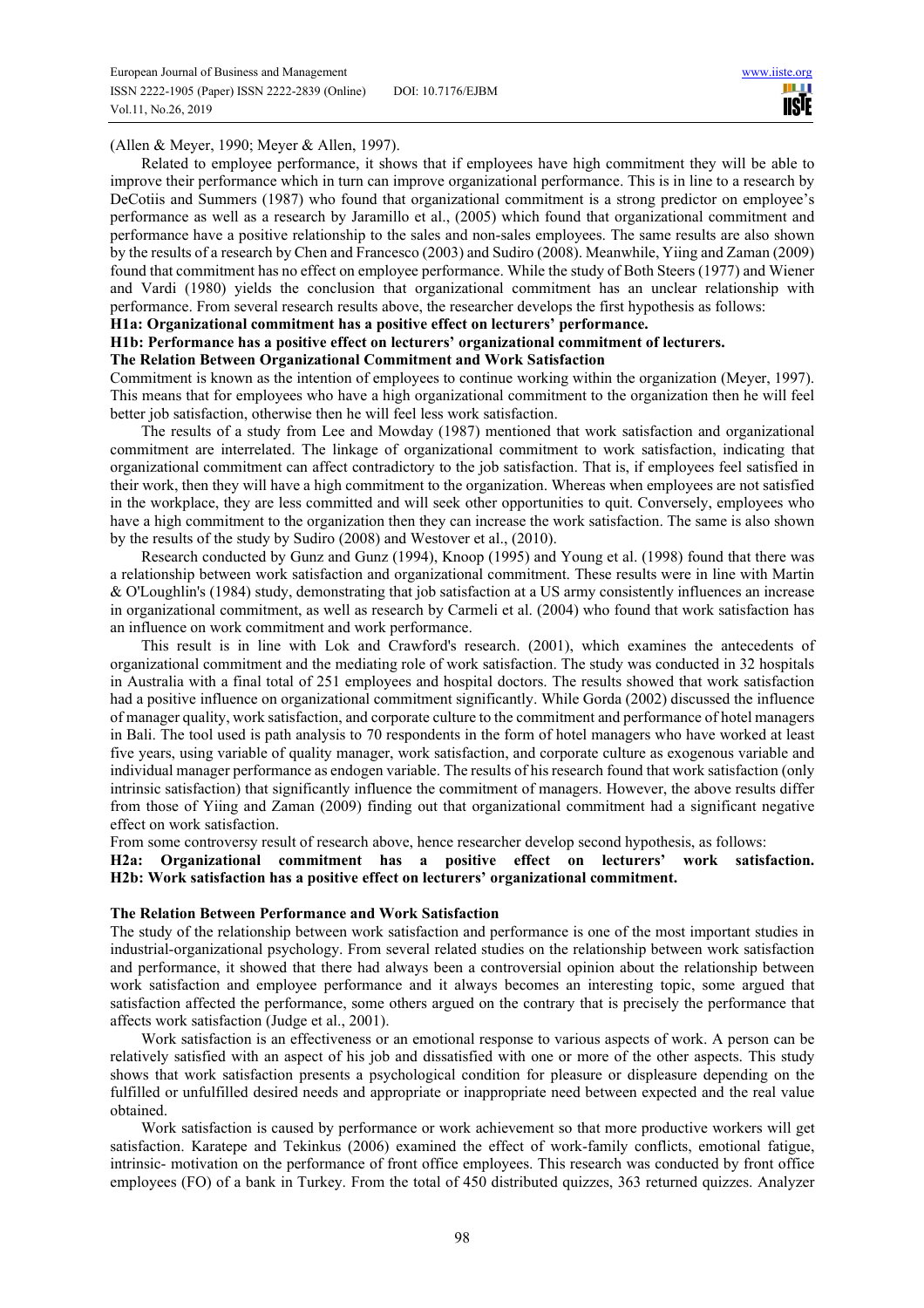(Allen & Meyer, 1990; Meyer & Allen, 1997).

Related to employee performance, it shows that if employees have high commitment they will be able to improve their performance which in turn can improve organizational performance. This is in line to a research by DeCotiis and Summers (1987) who found that organizational commitment is a strong predictor on employee's performance as well as a research by Jaramillo et al., (2005) which found that organizational commitment and performance have a positive relationship to the sales and non-sales employees. The same results are also shown by the results of a research by Chen and Francesco (2003) and Sudiro (2008). Meanwhile, Yiing and Zaman (2009) found that commitment has no effect on employee performance. While the study of Both Steers (1977) and Wiener and Vardi (1980) yields the conclusion that organizational commitment has an unclear relationship with performance. From several research results above, the researcher develops the first hypothesis as follows:

**H1a: Organizational commitment has a positive effect on lecturers' performance.**

**H1b: Performance has a positive effect on lecturers' organizational commitment of lecturers.**

### The Relation Between Organizational Commitment and Work Satisfaction

Commitment is known as the intention of employees to continue working within the organization (Meyer, 1997). This means that for employees who have a high organizational commitment to the organization then he will feel better job satisfaction, otherwise then he will feel less work satisfaction.

The results of a study from Lee and Mowday (1987) mentioned that work satisfaction and organizational commitment are interrelated. The linkage of organizational commitment to work satisfaction, indicating that organizational commitment can affect contradictory to the job satisfaction. That is, if employees feel satisfied in their work, then they will have a high commitment to the organization. Whereas when employees are not satisfied in the workplace, they are less committed and will seek other opportunities to quit. Conversely, employees who have a high commitment to the organization then they can increase the work satisfaction. The same is also shown by the results of the study by Sudiro (2008) and Westover et al., (2010).

Research conducted by Gunz and Gunz (1994), Knoop (1995) and Young et al. (1998) found that there was a relationship between work satisfaction and organizational commitment. These results were in line with Martin & O'Loughlin's (1984) study, demonstrating that job satisfaction at a US army consistently influences an increase in organizational commitment, as well as research by Carmeli et al. (2004) who found that work satisfaction has an influence on work commitment and work performance.

This result is in line with Lok and Crawford's research. (2001), which examines the antecedents of organizational commitment and the mediating role of work satisfaction. The study was conducted in 32 hospitals in Australia with a final total of 251 employees and hospital doctors. The results showed that work satisfaction had a positive influence on organizational commitment significantly. While Gorda (2002) discussed the influence of manager quality, work satisfaction, and corporate culture to the commitment and performance of hotel managers in Bali. The tool used is path analysis to 70 respondents in the form of hotel managers who have worked at least five years, using variable of quality manager, work satisfaction, and corporate culture as exogenous variable and individual manager performance as endogen variable. The results of his research found that work satisfaction (only intrinsic satisfaction) that significantly influence the commitment of managers. However, the above results differ from those of Yiing and Zaman (2009) finding out that organizational commitment had a significant negative effect on work satisfaction.

From some controversy result of research above, hence researcher develop second hypothesis, as follows:

**H2a: Organizational commitment has a positive effect on lecturers' work satisfaction.**

**H2b: Work satisfaction has a positive effect on lecturers' organizational commitment.**

### The Relation Between Performance and Work Satisfaction

The study of the relationship between work satisfaction and performance is one of the most important studies in industrial-organizational psychology. From several related studies on the relationship between work satisfaction and performance, it showed that there had always been a controversial opinion about the relationship between work satisfaction and employee performance and it always becomes an interesting topic, some argued that satisfaction affected the performance, some others argued on the contrary that is precisely the performance that affects work satisfaction (Judge et al., 2001).

Work satisfaction is an effectiveness or an emotional response to various aspects of work. A person can be relatively satisfied with an aspect of his job and dissatisfied with one or more of the other aspects. This study shows that work satisfaction presents a psychological condition for pleasure or displeasure depending on the fulfilled or unfulfilled desired needs and appropriate or inappropriate need between expected and the real value obtained.

Work satisfaction is caused by performance or work achievement so that more productive workers will get satisfaction. Karatepe and Tekinkus (2006) examined the effect of work-family conflicts, emotional fatigue, intrinsic- motivation on the performance of front office employees. This research was conducted by front office employees (FO) of a bank in Turkey. From the total of 450 distributed quizzes, 363 returned quizzes. Analyzer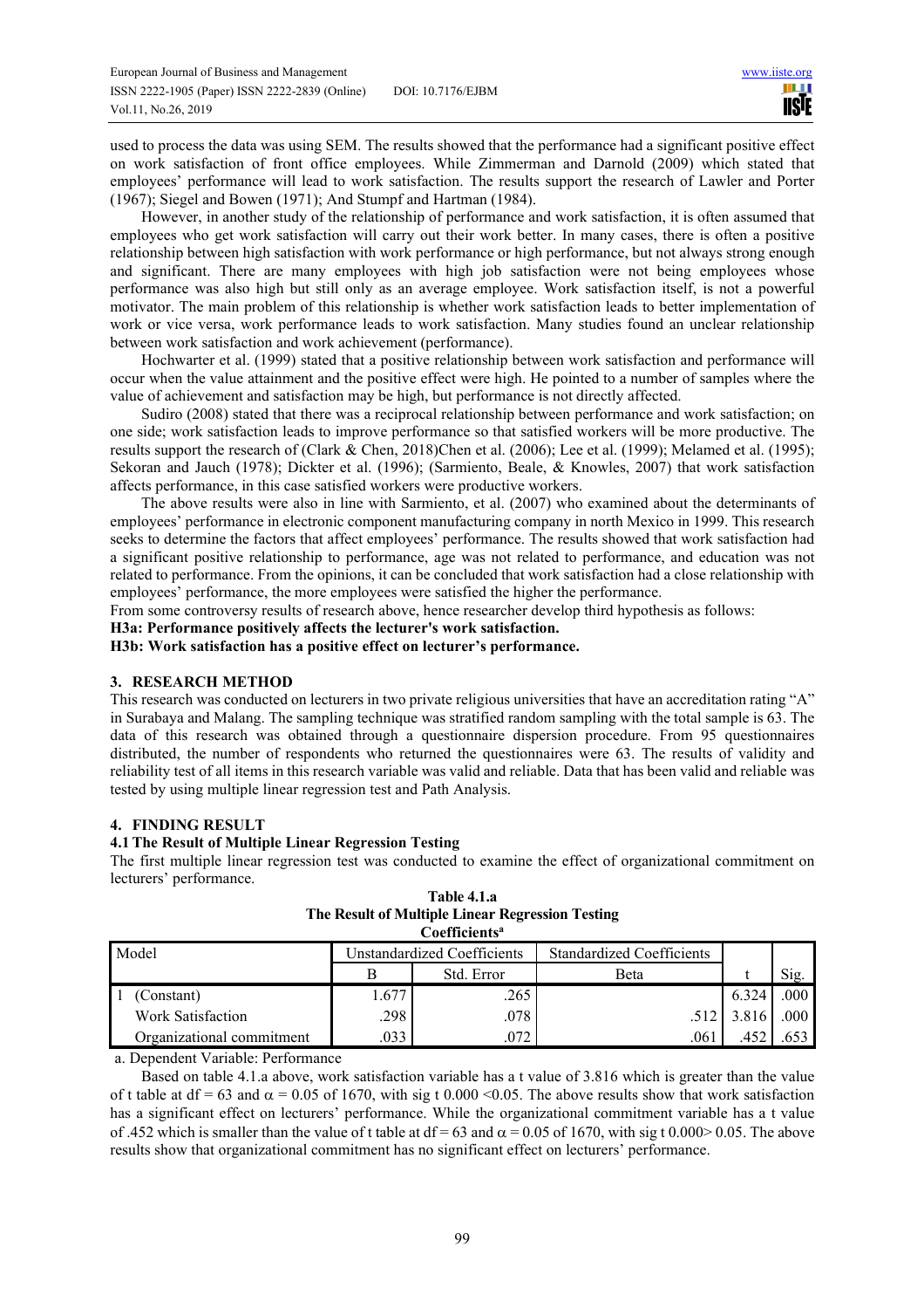used to process the data was using SEM. The results showed that the performance had a significant positive effect on work satisfaction of front office employees. While Zimmerman and Darnold (2009) which stated that employees' performance will lead to work satisfaction. The results support the research of Lawler and Porter (1967); Siegel and Bowen (1971); And Stumpf and Hartman (1984).

However, in another study of the relationship of performance and work satisfaction, it is often assumed that employees who get work satisfaction will carry out their work better. In many cases, there is often a positive relationship between high satisfaction with work performance or high performance, but not always strong enough and significant. There are many employees with high job satisfaction were not being employees whose performance was also high but still only as an average employee. Work satisfaction itself, is not a powerful motivator. The main problem of this relationship is whether work satisfaction leads to better implementation of work or vice versa, work performance leads to work satisfaction. Many studies found an unclear relationship between work satisfaction and work achievement (performance).

Hochwarter et al. (1999) stated that a positive relationship between work satisfaction and performance will occur when the value attainment and the positive effect were high. He pointed to a number of samples where the value of achievement and satisfaction may be high, but performance is not directly affected.

Sudiro (2008) stated that there was a reciprocal relationship between performance and work satisfaction; on one side; work satisfaction leads to improve performance so that satisfied workers will be more productive. The results support the research of (Clark & Chen, 2018)Chen et al. (2006); Lee et al. (1999); Melamed et al. (1995); Sekoran and Jauch (1978); Dickter et al. (1996); (Sarmiento, Beale, & Knowles, 2007) that work satisfaction affects performance, in this case satisfied workers were productive workers.

The above results were also in line with Sarmiento, et al. (2007) who examined about the determinants of employees' performance in electronic component manufacturing company in north Mexico in 1999. This research seeks to determine the factors that affect employees' performance. The results showed that work satisfaction had a significant positive relationship to performance, age was not related to performance, and education was not related to performance. From the opinions, it can be concluded that work satisfaction had a close relationship with employees' performance, the more employees were satisfied the higher the performance.

From some controversy results of research above, hence researcher develop third hypothesis as follows:

**H3a: Performance positively affects the lecturer's work satisfaction.**

**H3b: Work satisfaction has a positive effect on lecturer's performance.**

## 3. RESEARCH METHOD

This research was conducted on lecturers in two private religious universities that have an accreditation rating "A" in Surabaya and Malang. The sampling technique was stratified random sampling with the total sample is 63. The data of this research was obtained through a questionnaire dispersion procedure. From 95 questionnaires distributed, the number of respondents who returned the questionnaires were 63. The results of validity and reliability test of all items in this research variable was valid and reliable. Data that has been valid and reliable was tested by using multiple linear regression test and Path Analysis.

## 4. FINDING RESULT

### 4.1 The Result of Multiple Linear Regression Testing

The first multiple linear regression test was conducted to examine the effect of organizational commitment on lecturers' performance.

**Table 4.1.a**
**The Result of Multiple Linear Regression Testing**
**Coefficients[a]**

| Model | Unstandardized Coefficients | | Standardized Coefficients | | |
|---|---|---|---|---|---|
| | B | Std. Error | Beta | t | Sig. |
| 1 (Constant) | 1.677 | .265 | | 6.324 | .000 |
| Work Satisfaction | .298 | .078 | .512 | 3.816 | .000 |
| Organizational commitment | .033 | .072 | .061 | .452 | .653 |

a. Dependent Variable: Performance

Based on table 4.1.a above, work satisfaction variable has a t value of 3.816 which is greater than the value of t table at df = 63 and $\alpha$ = 0.05 of 1670, with sig t 0.000 <0.05. The above results show that work satisfaction has a significant effect on lecturers' performance. While the organizational commitment variable has a t value of .452 which is smaller than the value of t table at df = 63 and $\alpha$ = 0.05 of 1670, with sig t 0.000> 0.05. The above results show that organizational commitment has no significant effect on lecturers' performance.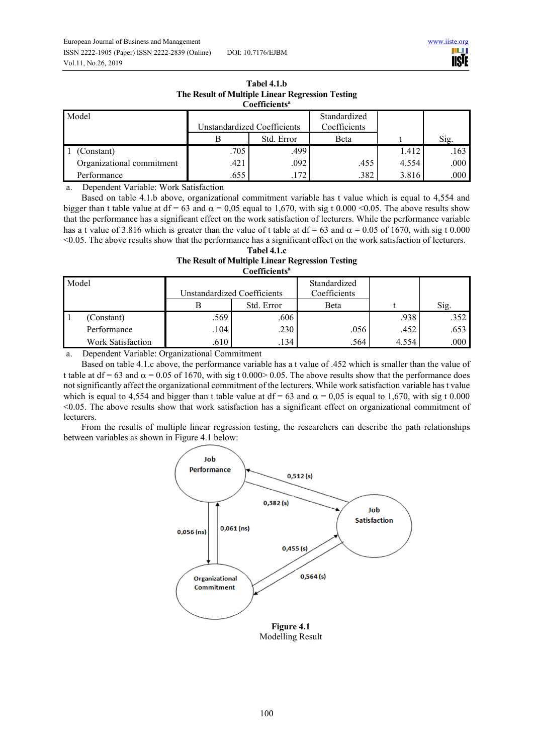**Tabel 4.1.b**
**The Result of Multiple Linear Regression Testing**
**Coefficients[a]**

| Model | Unstandardized Coefficients | | Standardized Coefficients | | |
|---|---|---|---|---|---|
| | B | Std. Error | Beta | t | Sig. |
| 1 (Constant) | .705 | .499 | | 1.412 | .163 |
| Organizational commitment | .421 | .092 | .455 | 4.554 | .000 |
| Performance | .655 | .172 | .382 | 3.816 | .000 |

a. Dependent Variable: Work Satisfaction

Based on table 4.1.b above, organizational commitment variable has t value which is equal to 4,554 and bigger than t table value at df = 63 and $\alpha = 0{,}05$ equal to 1,670, with sig t 0.000 <0.05. The above results show that the performance has a significant effect on the work satisfaction of lecturers. While the performance variable has a t value of 3.816 which is greater than the value of t table at df = 63 and $\alpha = 0.05$ of 1670, with sig t 0.000 <0.05. The above results show that the performance has a significant effect on the work satisfaction of lecturers.

**Tabel 4.1.c**
**The Result of Multiple Linear Regression Testing**
**Coefficients[a]**

| Model | Unstandardized Coefficients | | Standardized Coefficients | | |
|---|---|---|---|---|---|
| | B | Std. Error | Beta | t | Sig. |
| 1 (Constant) | .569 | .606 | | .938 | .352 |
| Performance | .104 | .230 | .056 | .452 | .653 |
| Work Satisfaction | .610 | .134 | .564 | 4.554 | .000 |

a. Dependent Variable: Organizational Commitment

Based on table 4.1.c above, the performance variable has a t value of .452 which is smaller than the value of t table at df = 63 and $\alpha = 0.05$ of 1670, with sig t 0.000> 0.05. The above results show that the performance does not significantly affect the organizational commitment of the lecturers. While work satisfaction variable has t value which is equal to 4,554 and bigger than t table value at df = 63 and $\alpha = 0{,}05$ is equal to 1,670, with sig t 0.000 <0.05. The above results show that work satisfaction has a significant effect on organizational commitment of lecturers.

From the results of multiple linear regression testing, the researchers can describe the path relationships between variables as shown in Figure 4.1 below:

**Figure 4.1**
Modelling Result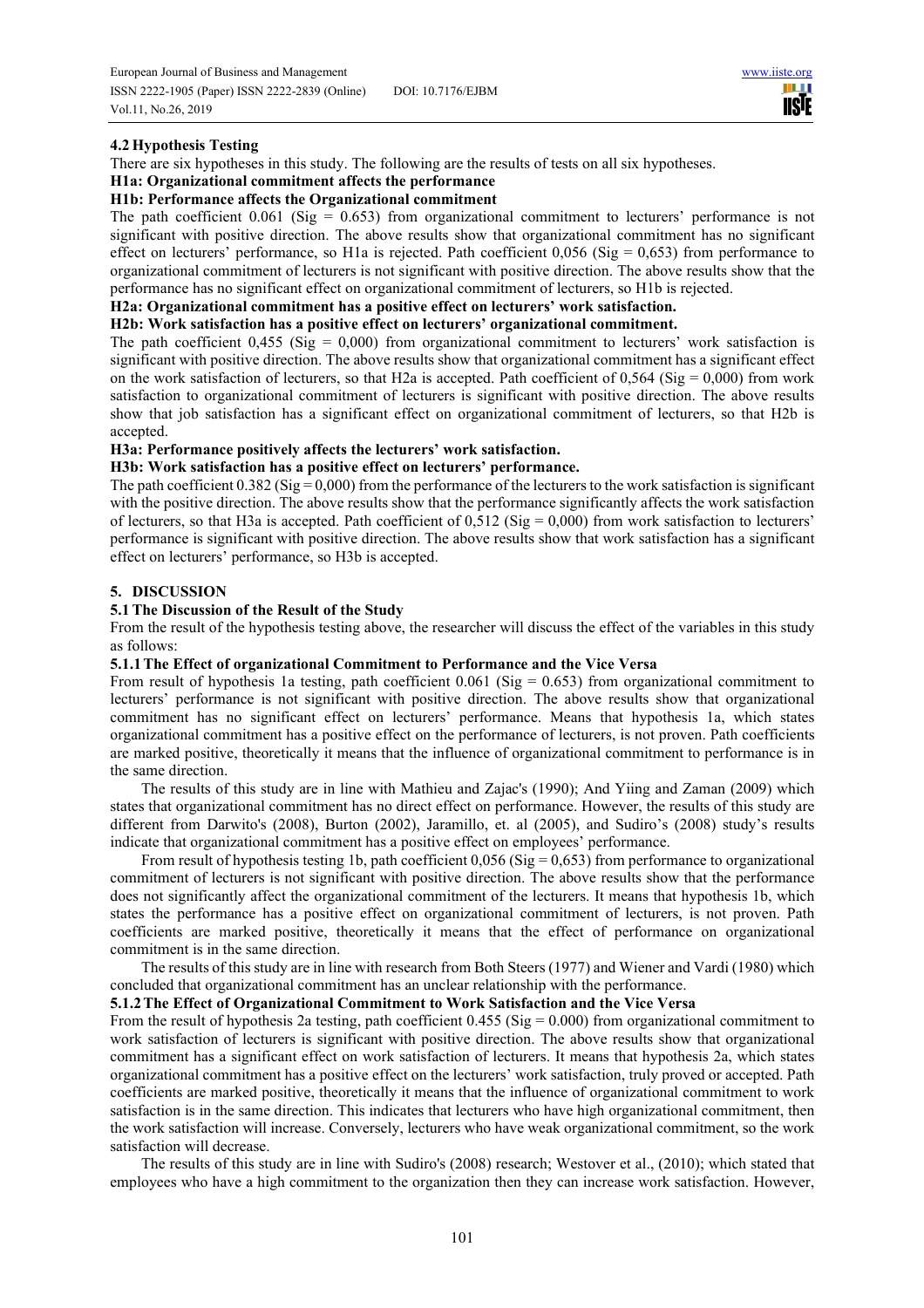### 4.2 Hypothesis Testing

There are six hypotheses in this study. The following are the results of tests on all six hypotheses.

**H1a: Organizational commitment affects the performance**

**H1b: Performance affects the Organizational commitment**

The path coefficient 0.061 (Sig = 0.653) from organizational commitment to lecturers' performance is not significant with positive direction. The above results show that organizational commitment has no significant effect on lecturers' performance, so H1a is rejected. Path coefficient 0,056 (Sig = 0,653) from performance to organizational commitment of lecturers is not significant with positive direction. The above results show that the performance has no significant effect on organizational commitment of lecturers, so H1b is rejected.

**H2a: Organizational commitment has a positive effect on lecturers' work satisfaction.**

**H2b: Work satisfaction has a positive effect on lecturers' organizational commitment.**

The path coefficient 0,455 (Sig = 0,000) from organizational commitment to lecturers' work satisfaction is significant with positive direction. The above results show that organizational commitment has a significant effect on the work satisfaction of lecturers, so that H2a is accepted. Path coefficient of 0,564 (Sig = 0,000) from work satisfaction to organizational commitment of lecturers is significant with positive direction. The above results show that job satisfaction has a significant effect on organizational commitment of lecturers, so that H2b is accepted.

**H3a: Performance positively affects the lecturers' work satisfaction.**

**H3b: Work satisfaction has a positive effect on lecturers' performance.**

The path coefficient 0.382 (Sig = 0,000) from the performance of the lecturers to the work satisfaction is significant with the positive direction. The above results show that the performance significantly affects the work satisfaction of lecturers, so that H3a is accepted. Path coefficient of 0,512 (Sig = 0,000) from work satisfaction to lecturers' performance is significant with positive direction. The above results show that work satisfaction has a significant effect on lecturers' performance, so H3b is accepted.

## 5. DISCUSSION

### 5.1 The Discussion of the Result of the Study

From the result of the hypothesis testing above, the researcher will discuss the effect of the variables in this study as follows:

#### 5.1.1 The Effect of organizational Commitment to Performance and the Vice Versa

From result of hypothesis 1a testing, path coefficient 0.061 (Sig = 0.653) from organizational commitment to lecturers' performance is not significant with positive direction. The above results show that organizational commitment has no significant effect on lecturers' performance. Means that hypothesis 1a, which states organizational commitment has a positive effect on the performance of lecturers, is not proven. Path coefficients are marked positive, theoretically it means that the influence of organizational commitment to performance is in the same direction.

The results of this study are in line with Mathieu and Zajac's (1990); And Yiing and Zaman (2009) which states that organizational commitment has no direct effect on performance. However, the results of this study are different from Darwito's (2008), Burton (2002), Jaramillo, et. al (2005), and Sudiro's (2008) study's results indicate that organizational commitment has a positive effect on employees' performance.

From result of hypothesis testing 1b, path coefficient 0,056 (Sig = 0,653) from performance to organizational commitment of lecturers is not significant with positive direction. The above results show that the performance does not significantly affect the organizational commitment of the lecturers. It means that hypothesis 1b, which states the performance has a positive effect on organizational commitment of lecturers, is not proven. Path coefficients are marked positive, theoretically it means that the effect of performance on organizational commitment is in the same direction.

The results of this study are in line with research from Both Steers (1977) and Wiener and Vardi (1980) which concluded that organizational commitment has an unclear relationship with the performance.

#### 5.1.2 The Effect of Organizational Commitment to Work Satisfaction and the Vice Versa

From the result of hypothesis 2a testing, path coefficient 0.455 (Sig = 0.000) from organizational commitment to work satisfaction of lecturers is significant with positive direction. The above results show that organizational commitment has a significant effect on work satisfaction of lecturers. It means that hypothesis 2a, which states organizational commitment has a positive effect on the lecturers' work satisfaction, truly proved or accepted. Path coefficients are marked positive, theoretically it means that the influence of organizational commitment to work satisfaction is in the same direction. This indicates that lecturers who have high organizational commitment, then the work satisfaction will increase. Conversely, lecturers who have weak organizational commitment, so the work satisfaction will decrease.

The results of this study are in line with Sudiro's (2008) research; Westover et al., (2010); which stated that employees who have a high commitment to the organization then they can increase work satisfaction. However,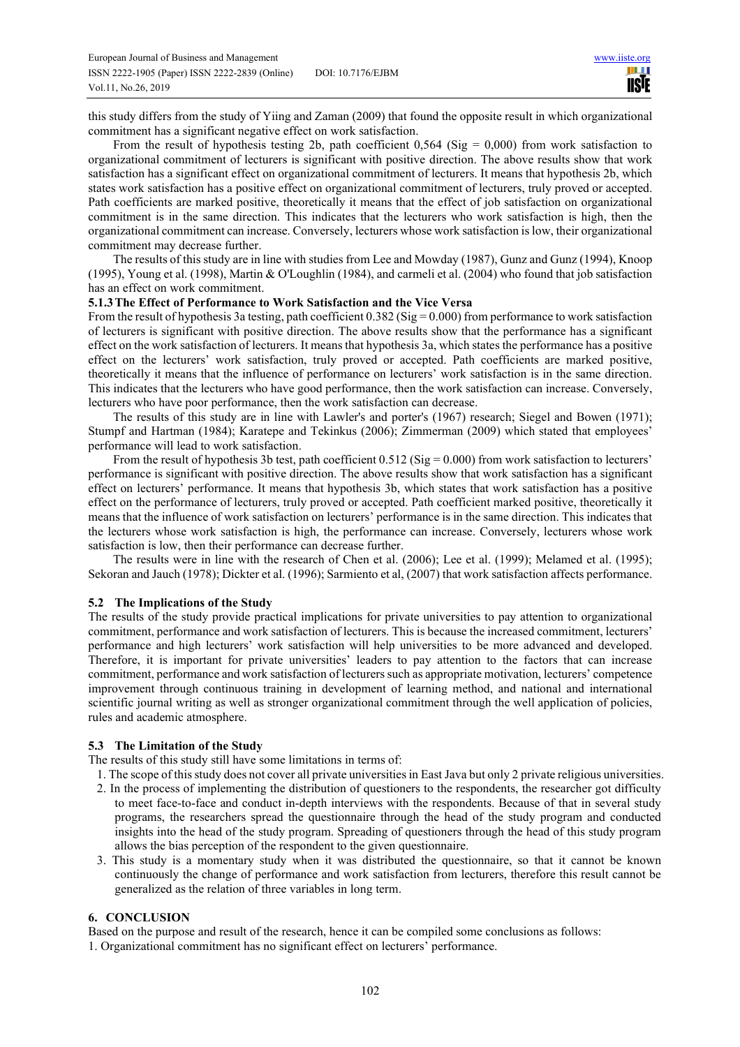this study differs from the study of Yiing and Zaman (2009) that found the opposite result in which organizational commitment has a significant negative effect on work satisfaction.

From the result of hypothesis testing 2b, path coefficient 0,564 (Sig = 0,000) from work satisfaction to organizational commitment of lecturers is significant with positive direction. The above results show that work satisfaction has a significant effect on organizational commitment of lecturers. It means that hypothesis 2b, which states work satisfaction has a positive effect on organizational commitment of lecturers, truly proved or accepted. Path coefficients are marked positive, theoretically it means that the effect of job satisfaction on organizational commitment is in the same direction. This indicates that the lecturers who work satisfaction is high, then the organizational commitment can increase. Conversely, lecturers whose work satisfaction is low, their organizational commitment may decrease further.

The results of this study are in line with studies from Lee and Mowday (1987), Gunz and Gunz (1994), Knoop (1995), Young et al. (1998), Martin & O'Loughlin (1984), and carmeli et al. (2004) who found that job satisfaction has an effect on work commitment.

### 5.1.3 The Effect of Performance to Work Satisfaction and the Vice Versa

From the result of hypothesis 3a testing, path coefficient 0.382 (Sig = 0.000) from performance to work satisfaction of lecturers is significant with positive direction. The above results show that the performance has a significant effect on the work satisfaction of lecturers. It means that hypothesis 3a, which states the performance has a positive effect on the lecturers' work satisfaction, truly proved or accepted. Path coefficients are marked positive, theoretically it means that the influence of performance on lecturers' work satisfaction is in the same direction. This indicates that the lecturers who have good performance, then the work satisfaction can increase. Conversely, lecturers who have poor performance, then the work satisfaction can decrease.

The results of this study are in line with Lawler's and porter's (1967) research; Siegel and Bowen (1971); Stumpf and Hartman (1984); Karatepe and Tekinkus (2006); Zimmerman (2009) which stated that employees' performance will lead to work satisfaction.

From the result of hypothesis 3b test, path coefficient 0.512 (Sig = 0.000) from work satisfaction to lecturers' performance is significant with positive direction. The above results show that work satisfaction has a significant effect on lecturers' performance. It means that hypothesis 3b, which states that work satisfaction has a positive effect on the performance of lecturers, truly proved or accepted. Path coefficient marked positive, theoretically it means that the influence of work satisfaction on lecturers' performance is in the same direction. This indicates that the lecturers whose work satisfaction is high, the performance can increase. Conversely, lecturers whose work satisfaction is low, then their performance can decrease further.

The results were in line with the research of Chen et al. (2006); Lee et al. (1999); Melamed et al. (1995); Sekoran and Jauch (1978); Dickter et al. (1996); Sarmiento et al, (2007) that work satisfaction affects performance.

## 5.2 The Implications of the Study

The results of the study provide practical implications for private universities to pay attention to organizational commitment, performance and work satisfaction of lecturers. This is because the increased commitment, lecturers' performance and high lecturers' work satisfaction will help universities to be more advanced and developed. Therefore, it is important for private universities' leaders to pay attention to the factors that can increase commitment, performance and work satisfaction of lecturers such as appropriate motivation, lecturers' competence improvement through continuous training in development of learning method, and national and international scientific journal writing as well as stronger organizational commitment through the well application of policies, rules and academic atmosphere.

## 5.3 The Limitation of the Study

The results of this study still have some limitations in terms of:

1. The scope of this study does not cover all private universities in East Java but only 2 private religious universities.
2. In the process of implementing the distribution of questioners to the respondents, the researcher got difficulty to meet face-to-face and conduct in-depth interviews with the respondents. Because of that in several study programs, the researchers spread the questionnaire through the head of the study program and conducted insights into the head of the study program. Spreading of questioners through the head of this study program allows the bias perception of the respondent to the given questionnaire.
3. This study is a momentary study when it was distributed the questionnaire, so that it cannot be known continuously the change of performance and work satisfaction from lecturers, therefore this result cannot be generalized as the relation of three variables in long term.

# 6. CONCLUSION

Based on the purpose and result of the research, hence it can be compiled some conclusions as follows:

1. Organizational commitment has no significant effect on lecturers' performance.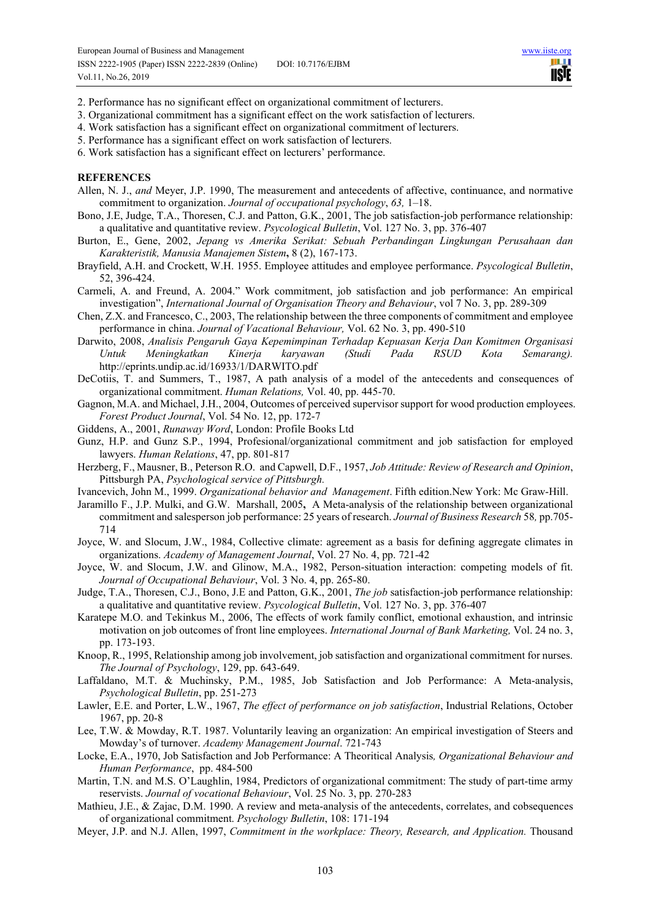2. Performance has no significant effect on organizational commitment of lecturers.
3. Organizational commitment has a significant effect on the work satisfaction of lecturers.
4. Work satisfaction has a significant effect on organizational commitment of lecturers.
5. Performance has a significant effect on work satisfaction of lecturers.
6. Work satisfaction has a significant effect on lecturers' performance.

## REFERENCES

Allen, N. J., *and* Meyer, J.P. 1990, The measurement and antecedents of affective, continuance, and normative commitment to organization. *Journal of occupational psychology*, *63,* 1–18.

Bono, J.E, Judge, T.A., Thoresen, C.J. and Patton, G.K., 2001, The job satisfaction-job performance relationship: a qualitative and quantitative review. *Psycological Bulletin*, Vol. 127 No. 3, pp. 376-407

Burton, E., Gene, 2002, *Jepang vs Amerika Serikat: Sebuah Perbandingan Lingkungan Perusahaan dan Karakteristik, Manusia Manajemen Sistem***,** 8 (2), 167-173.

Brayfield, A.H. and Crockett, W.H. 1955. Employee attitudes and employee performance. *Psycological Bulletin*, 52, 396-424.

Carmeli, A. and Freund, A. 2004." Work commitment, job satisfaction and job performance: An empirical investigation", *International Journal of Organisation Theory and Behaviour*, vol 7 No. 3, pp. 289-309

Chen, Z.X. and Francesco, C., 2003, The relationship between the three components of commitment and employee performance in china. *Journal of Vacational Behaviour,* Vol. 62 No. 3, pp. 490-510

Darwito, 2008, *Analisis Pengaruh Gaya Kepemimpinan Terhadap Kepuasan Kerja Dan Komitmen Organisasi Untuk Meningkatkan Kinerja karyawan (Studi Pada RSUD Kota Semarang).* http://eprints.undip.ac.id/16933/1/DARWITO.pdf

DeCotiis, T. and Summers, T., 1987, A path analysis of a model of the antecedents and consequences of organizational commitment. *Human Relations,* Vol. 40, pp. 445-70.

Gagnon, M.A. and Michael, J.H., 2004, Outcomes of perceived supervisor support for wood production employees. *Forest Product Journal*, Vol. 54 No. 12, pp. 172-7

Giddens, A., 2001, *Runaway Word*, London: Profile Books Ltd

Gunz, H.P. and Gunz S.P., 1994, Profesional/organizational commitment and job satisfaction for employed lawyers. *Human Relations*, 47, pp. 801-817

Herzberg, F., Mausner, B., Peterson R.O. and Capwell, D.F., 1957, *Job Attitude: Review of Research and Opinion*, Pittsburgh PA, *Psychological service of Pittsburgh.*

Ivancevich, John M., 1999. *Organizational behavior and Management*. Fifth edition.New York: Mc Graw-Hill.

Jaramillo F., J.P. Mulki, and G.W. Marshall, 2005**,** A Meta-analysis of the relationship between organizational commitment and salesperson job performance: 25 years of research. *Journal of Business Research* 58*,* pp.705-714

Joyce, W. and Slocum, J.W., 1984, Collective climate: agreement as a basis for defining aggregate climates in organizations. *Academy of Management Journal*, Vol. 27 No. 4, pp. 721-42

Joyce, W. and Slocum, J.W. and Glinow, M.A., 1982, Person-situation interaction: competing models of fit. *Journal of Occupational Behaviour*, Vol. 3 No. 4, pp. 265-80.

Judge, T.A., Thoresen, C.J., Bono, J.E and Patton, G.K., 2001, *The job* satisfaction-job performance relationship: a qualitative and quantitative review. *Psycological Bulletin*, Vol. 127 No. 3, pp. 376-407

Karatepe M.O. and Tekinkus M., 2006, The effects of work family conflict, emotional exhaustion, and intrinsic motivation on job outcomes of front line employees. *International Journal of Bank Marketing,* Vol. 24 no. 3, pp. 173-193.

Knoop, R., 1995, Relationship among job involvement, job satisfaction and organizational commitment for nurses. *The Journal of Psychology*, 129, pp. 643-649.

Laffaldano, M.T. & Muchinsky, P.M., 1985, Job Satisfaction and Job Performance: A Meta-analysis, *Psychological Bulletin*, pp. 251-273

Lawler, E.E. and Porter, L.W., 1967, *The effect of performance on job satisfaction*, Industrial Relations, October 1967, pp. 20-8

Lee, T.W. & Mowday, R.T. 1987. Voluntarily leaving an organization: An empirical investigation of Steers and Mowday's of turnover. *Academy Management Journal*. 721-743

Locke, E.A., 1970, Job Satisfaction and Job Performance: A Theoritical Analysis*, Organizational Behaviour and Human Performance*, pp. 484-500

Martin, T.N. and M.S. O'Laughlin, 1984, Predictors of organizational commitment: The study of part-time army reservists. *Journal of vocational Behaviour*, Vol. 25 No. 3, pp. 270-283

Mathieu, J.E., & Zajac, D.M. 1990. A review and meta-analysis of the antecedents, correlates, and cobsequences of organizational commitment. *Psychology Bulletin*, 108: 171-194

Meyer, J.P. and N.J. Allen, 1997, *Commitment in the workplace: Theory, Research, and Application.* Thousand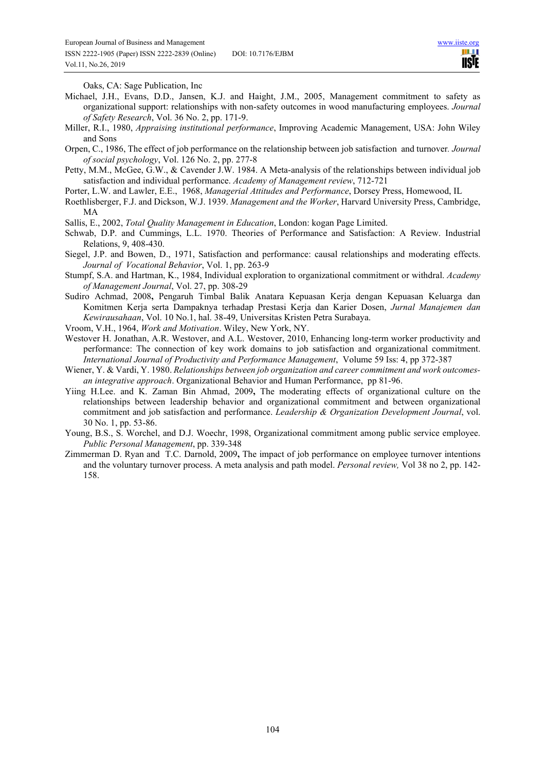Oaks, CA: Sage Publication, Inc

Michael, J.H., Evans, D.D., Jansen, K.J. and Haight, J.M., 2005, Management commitment to safety as organizational support: relationships with non-safety outcomes in wood manufacturing employees. *Journal of Safety Research*, Vol. 36 No. 2, pp. 171-9.

Miller, R.I., 1980, *Appraising institutional performance*, Improving Academic Management, USA: John Wiley and Sons

Orpen, C., 1986, The effect of job performance on the relationship between job satisfaction and turnover. *Journal of social psychology*, Vol. 126 No. 2, pp. 277-8

Petty, M.M., McGee, G.W., & Cavender J.W. 1984. A Meta-analysis of the relationships between individual job satisfaction and individual performance. *Academy of Management review*, 712-721

Porter, L.W. and Lawler, E.E., 1968, *Managerial Attitudes and Performance*, Dorsey Press, Homewood, IL

Roethlisberger, F.J. and Dickson, W.J. 1939. *Management and the Worker*, Harvard University Press, Cambridge, MA

Sallis, E., 2002, *Total Quality Management in Education*, London: kogan Page Limited.

Schwab, D.P. and Cummings, L.L. 1970. Theories of Performance and Satisfaction: A Review. Industrial Relations, 9, 408-430.

Siegel, J.P. and Bowen, D., 1971, Satisfaction and performance: causal relationships and moderating effects. *Journal of Vocational Behavior*, Vol. 1, pp. 263-9

Stumpf, S.A. and Hartman, K., 1984, Individual exploration to organizational commitment or withdral. *Academy of Management Journal*, Vol. 27, pp. 308-29

Sudiro Achmad, 2008**,** Pengaruh Timbal Balik Anatara Kepuasan Kerja dengan Kepuasan Keluarga dan Komitmen Kerja serta Dampaknya terhadap Prestasi Kerja dan Karier Dosen, *Jurnal Manajemen dan Kewirausahaan*, Vol. 10 No.1, hal. 38-49, Universitas Kristen Petra Surabaya.

Vroom, V.H., 1964, *Work and Motivation*. Wiley, New York, NY.

Westover H. Jonathan, A.R. Westover, and A.L. Westover, 2010, Enhancing long-term worker productivity and performance: The connection of key work domains to job satisfaction and organizational commitment. *International Journal of Productivity and Performance Management*, Volume 59 Iss: 4, pp 372-387

Wiener, Y. & Vardi, Y. 1980. *Relationships between job organization and career commitment and work outcomes-an integrative approach*. Organizational Behavior and Human Performance, pp 81-96.

Yiing H.Lee. and K. Zaman Bin Ahmad, 2009**,** The moderating effects of organizational culture on the relationships between leadership behavior and organizational commitment and between organizational commitment and job satisfaction and performance. *Leadership & Organization Development Journal*, vol. 30 No. 1, pp. 53-86.

Young, B.S., S. Worchel, and D.J. Woechr, 1998, Organizational commitment among public service employee. *Public Personal Management*, pp. 339-348

Zimmerman D. Ryan and T.C. Darnold, 2009**,** The impact of job performance on employee turnover intentions and the voluntary turnover process. A meta analysis and path model. *Personal review,* Vol 38 no 2, pp. 142-158.